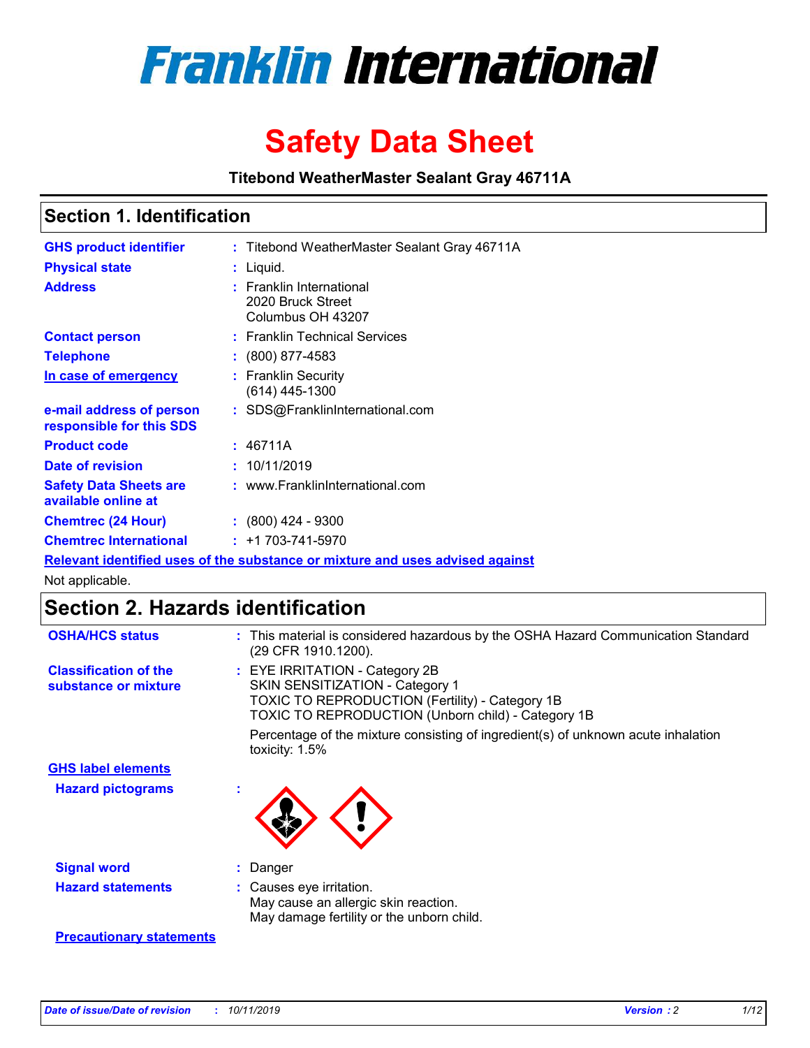# Franklin International

# Safety Data Sheet

**Titebond WeatherMaster Sealant Gray 46711A**

## Section 1. Identification

| | | |
|---|---|---|
| **GHS product identifier** | : | Titebond WeatherMaster Sealant Gray 46711A |
| **Physical state** | : | Liquid. |
| **Address** | : | Franklin International<br>2020 Bruck Street<br>Columbus OH 43207 |
| **Contact person** | : | Franklin Technical Services |
| **Telephone** | : | (800) 877-4583 |
| **In case of emergency** | : | Franklin Security<br>(614) 445-1300 |
| **e-mail address of person responsible for this SDS** | : | SDS@FranklinInternational.com |
| **Product code** | : | 46711A |
| **Date of revision** | : | 10/11/2019 |
| **Safety Data Sheets are available online at** | : | www.FranklinInternational.com |
| **Chemtrec (24 Hour)** | : | (800) 424 - 9300 |
| **Chemtrec International** | : | +1 703-741-5970 |

**Relevant identified uses of the substance or mixture and uses advised against**

Not applicable.

## Section 2. Hazards identification

| | | |
|---|---|---|
| **OSHA/HCS status** | : | This material is considered hazardous by the OSHA Hazard Communication Standard (29 CFR 1910.1200). |
| **Classification of the substance or mixture** | : | EYE IRRITATION - Category 2B<br>SKIN SENSITIZATION - Category 1<br>TOXIC TO REPRODUCTION (Fertility) - Category 1B<br>TOXIC TO REPRODUCTION (Unborn child) - Category 1B<br><br>Percentage of the mixture consisting of ingredient(s) of unknown acute inhalation toxicity: 1.5% |

**GHS label elements**

| | | |
|---|---|---|
| **Hazard pictograms** | : | |
| **Signal word** | : | Danger |
| **Hazard statements** | : | Causes eye irritation.<br>May cause an allergic skin reaction.<br>May damage fertility or the unborn child. |

**Precautionary statements**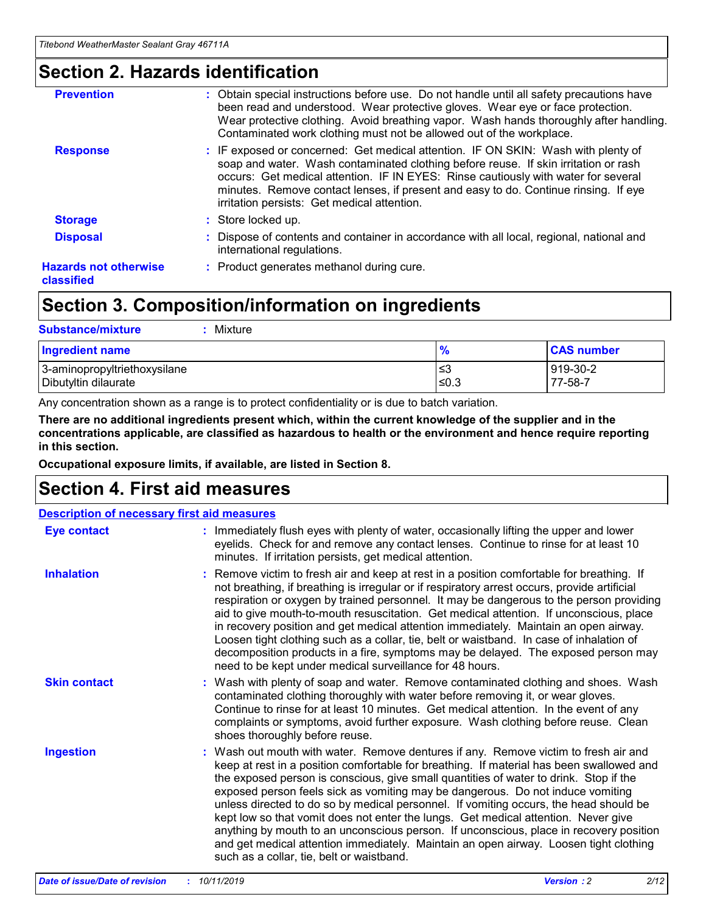# Section 2. Hazards identification

| | |
|---|---|
| **Prevention** | : Obtain special instructions before use. Do not handle until all safety precautions have been read and understood. Wear protective gloves. Wear eye or face protection. Wear protective clothing. Avoid breathing vapor. Wash hands thoroughly after handling. Contaminated work clothing must not be allowed out of the workplace. |
| **Response** | : IF exposed or concerned: Get medical attention. IF ON SKIN: Wash with plenty of soap and water. Wash contaminated clothing before reuse. If skin irritation or rash occurs: Get medical attention. IF IN EYES: Rinse cautiously with water for several minutes. Remove contact lenses, if present and easy to do. Continue rinsing. If eye irritation persists: Get medical attention. |
| **Storage** | : Store locked up. |
| **Disposal** | : Dispose of contents and container in accordance with all local, regional, national and international regulations. |
| **Hazards not otherwise classified** | : Product generates methanol during cure. |

# Section 3. Composition/information on ingredients

**Substance/mixture** : Mixture

| Ingredient name | % | CAS number |
|---|---|---|
| 3-aminopropyltriethoxysilane | ≤3 | 919-30-2 |
| Dibutyltin dilaurate | ≤0.3 | 77-58-7 |

Any concentration shown as a range is to protect confidentiality or is due to batch variation.

**There are no additional ingredients present which, within the current knowledge of the supplier and in the concentrations applicable, are classified as hazardous to health or the environment and hence require reporting in this section.**

**Occupational exposure limits, if available, are listed in Section 8.**

# Section 4. First aid measures

**Description of necessary first aid measures**

| | |
|---|---|
| **Eye contact** | : Immediately flush eyes with plenty of water, occasionally lifting the upper and lower eyelids. Check for and remove any contact lenses. Continue to rinse for at least 10 minutes. If irritation persists, get medical attention. |
| **Inhalation** | : Remove victim to fresh air and keep at rest in a position comfortable for breathing. If not breathing, if breathing is irregular or if respiratory arrest occurs, provide artificial respiration or oxygen by trained personnel. It may be dangerous to the person providing aid to give mouth-to-mouth resuscitation. Get medical attention. If unconscious, place in recovery position and get medical attention immediately. Maintain an open airway. Loosen tight clothing such as a collar, tie, belt or waistband. In case of inhalation of decomposition products in a fire, symptoms may be delayed. The exposed person may need to be kept under medical surveillance for 48 hours. |
| **Skin contact** | : Wash with plenty of soap and water. Remove contaminated clothing and shoes. Wash contaminated clothing thoroughly with water before removing it, or wear gloves. Continue to rinse for at least 10 minutes. Get medical attention. In the event of any complaints or symptoms, avoid further exposure. Wash clothing before reuse. Clean shoes thoroughly before reuse. |
| **Ingestion** | : Wash out mouth with water. Remove dentures if any. Remove victim to fresh air and keep at rest in a position comfortable for breathing. If material has been swallowed and the exposed person is conscious, give small quantities of water to drink. Stop if the exposed person feels sick as vomiting may be dangerous. Do not induce vomiting unless directed to do so by medical personnel. If vomiting occurs, the head should be kept low so that vomit does not enter the lungs. Get medical attention. Never give anything by mouth to an unconscious person. If unconscious, place in recovery position and get medical attention immediately. Maintain an open airway. Loosen tight clothing such as a collar, tie, belt or waistband. |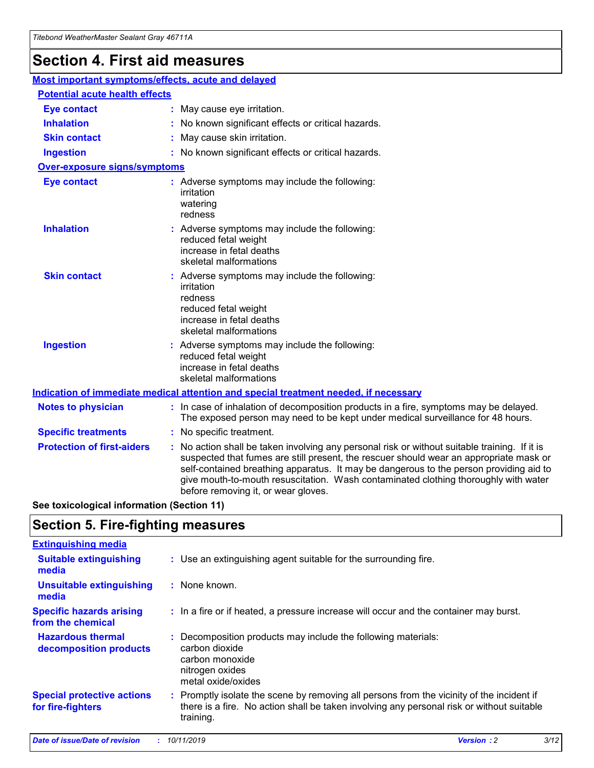# Section 4. First aid measures

## Most important symptoms/effects, acute and delayed

### Potential acute health effects

**Eye contact** : May cause eye irritation.

**Inhalation** : No known significant effects or critical hazards.

**Skin contact** : May cause skin irritation.

**Ingestion** : No known significant effects or critical hazards.

### Over-exposure signs/symptoms

**Eye contact** : Adverse symptoms may include the following:
irritation
watering
redness

**Inhalation** : Adverse symptoms may include the following:
reduced fetal weight
increase in fetal deaths
skeletal malformations

**Skin contact** : Adverse symptoms may include the following:
irritation
redness
reduced fetal weight
increase in fetal deaths
skeletal malformations

**Ingestion** : Adverse symptoms may include the following:
reduced fetal weight
increase in fetal deaths
skeletal malformations

## Indication of immediate medical attention and special treatment needed, if necessary

**Notes to physician** : In case of inhalation of decomposition products in a fire, symptoms may be delayed. The exposed person may need to be kept under medical surveillance for 48 hours.

**Specific treatments** : No specific treatment.

**Protection of first-aiders** : No action shall be taken involving any personal risk or without suitable training. If it is suspected that fumes are still present, the rescuer should wear an appropriate mask or self-contained breathing apparatus. It may be dangerous to the person providing aid to give mouth-to-mouth resuscitation. Wash contaminated clothing thoroughly with water before removing it, or wear gloves.

**See toxicological information (Section 11)**

# Section 5. Fire-fighting measures

## Extinguishing media

**Suitable extinguishing media** : Use an extinguishing agent suitable for the surrounding fire.

**Unsuitable extinguishing media** : None known.

**Specific hazards arising from the chemical** : In a fire or if heated, a pressure increase will occur and the container may burst.

**Hazardous thermal decomposition products** : Decomposition products may include the following materials:
carbon dioxide
carbon monoxide
nitrogen oxides
metal oxide/oxides

**Special protective actions for fire-fighters** : Promptly isolate the scene by removing all persons from the vicinity of the incident if there is a fire. No action shall be taken involving any personal risk or without suitable training.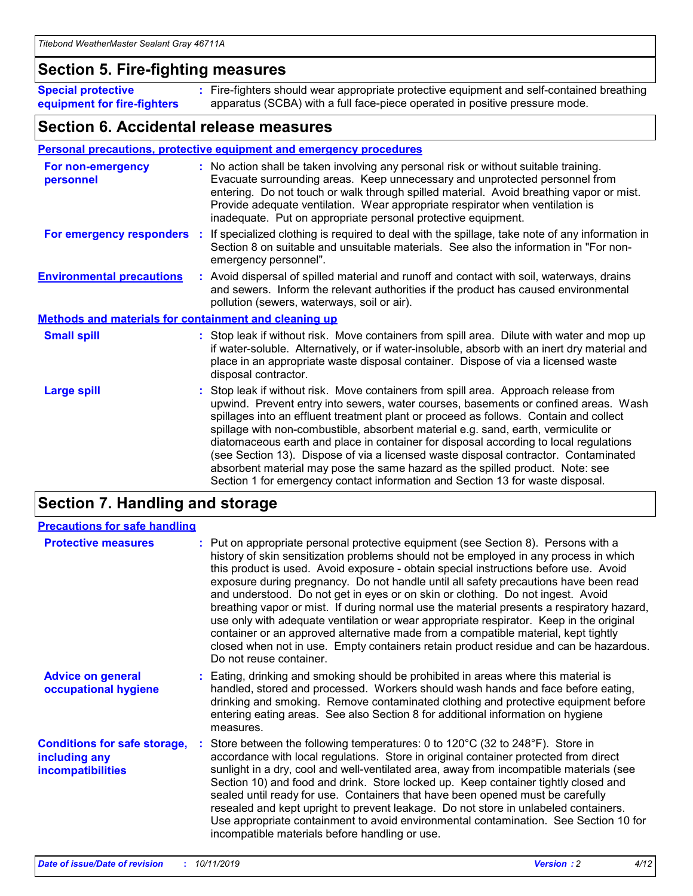## Section 5. Fire-fighting measures

**Special protective equipment for fire-fighters** : Fire-fighters should wear appropriate protective equipment and self-contained breathing apparatus (SCBA) with a full face-piece operated in positive pressure mode.

## Section 6. Accidental release measures

### Personal precautions, protective equipment and emergency procedures

**For non-emergency personnel** : No action shall be taken involving any personal risk or without suitable training. Evacuate surrounding areas. Keep unnecessary and unprotected personnel from entering. Do not touch or walk through spilled material. Avoid breathing vapor or mist. Provide adequate ventilation. Wear appropriate respirator when ventilation is inadequate. Put on appropriate personal protective equipment.

**For emergency responders** : If specialized clothing is required to deal with the spillage, take note of any information in Section 8 on suitable and unsuitable materials. See also the information in "For non-emergency personnel".

**Environmental precautions** : Avoid dispersal of spilled material and runoff and contact with soil, waterways, drains and sewers. Inform the relevant authorities if the product has caused environmental pollution (sewers, waterways, soil or air).

### Methods and materials for containment and cleaning up

**Small spill** : Stop leak if without risk. Move containers from spill area. Dilute with water and mop up if water-soluble. Alternatively, or if water-insoluble, absorb with an inert dry material and place in an appropriate waste disposal container. Dispose of via a licensed waste disposal contractor.

**Large spill** : Stop leak if without risk. Move containers from spill area. Approach release from upwind. Prevent entry into sewers, water courses, basements or confined areas. Wash spillages into an effluent treatment plant or proceed as follows. Contain and collect spillage with non-combustible, absorbent material e.g. sand, earth, vermiculite or diatomaceous earth and place in container for disposal according to local regulations (see Section 13). Dispose of via a licensed waste disposal contractor. Contaminated absorbent material may pose the same hazard as the spilled product. Note: see Section 1 for emergency contact information and Section 13 for waste disposal.

## Section 7. Handling and storage

### Precautions for safe handling

**Protective measures** : Put on appropriate personal protective equipment (see Section 8). Persons with a history of skin sensitization problems should not be employed in any process in which this product is used. Avoid exposure - obtain special instructions before use. Avoid exposure during pregnancy. Do not handle until all safety precautions have been read and understood. Do not get in eyes or on skin or clothing. Do not ingest. Avoid breathing vapor or mist. If during normal use the material presents a respiratory hazard, use only with adequate ventilation or wear appropriate respirator. Keep in the original container or an approved alternative made from a compatible material, kept tightly closed when not in use. Empty containers retain product residue and can be hazardous. Do not reuse container.

**Advice on general occupational hygiene** : Eating, drinking and smoking should be prohibited in areas where this material is handled, stored and processed. Workers should wash hands and face before eating, drinking and smoking. Remove contaminated clothing and protective equipment before entering eating areas. See also Section 8 for additional information on hygiene measures.

**Conditions for safe storage, including any incompatibilities** : Store between the following temperatures: 0 to 120°C (32 to 248°F). Store in accordance with local regulations. Store in original container protected from direct sunlight in a dry, cool and well-ventilated area, away from incompatible materials (see Section 10) and food and drink. Store locked up. Keep container tightly closed and sealed until ready for use. Containers that have been opened must be carefully resealed and kept upright to prevent leakage. Do not store in unlabeled containers. Use appropriate containment to avoid environmental contamination. See Section 10 for incompatible materials before handling or use.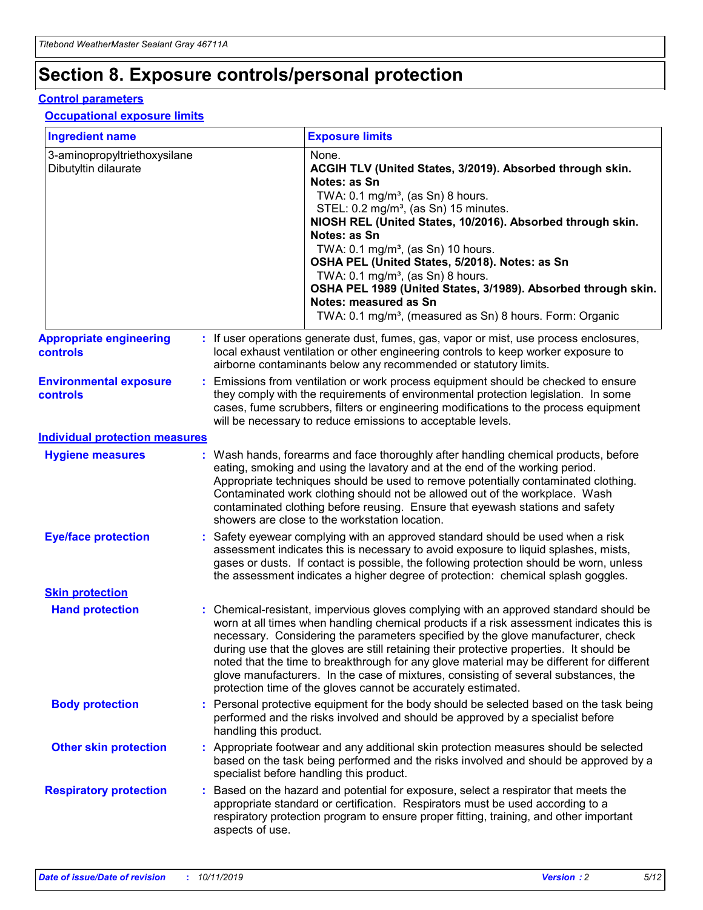# Section 8. Exposure controls/personal protection

## Control parameters

### Occupational exposure limits

| Ingredient name | Exposure limits |
| --- | --- |
| 3-aminopropyltriethoxysilane<br>Dibutyltin dilaurate | None.<br>**ACGIH TLV (United States, 3/2019). Absorbed through skin. Notes: as Sn**<br>TWA: 0.1 mg/m³, (as Sn) 8 hours.<br>STEL: 0.2 mg/m³, (as Sn) 15 minutes.<br>**NIOSH REL (United States, 10/2016). Absorbed through skin. Notes: as Sn**<br>TWA: 0.1 mg/m³, (as Sn) 10 hours.<br>**OSHA PEL (United States, 5/2018). Notes: as Sn**<br>TWA: 0.1 mg/m³, (as Sn) 8 hours.<br>**OSHA PEL 1989 (United States, 3/1989). Absorbed through skin. Notes: measured as Sn**<br>TWA: 0.1 mg/m³, (measured as Sn) 8 hours. Form: Organic |

**Appropriate engineering controls** : If user operations generate dust, fumes, gas, vapor or mist, use process enclosures, local exhaust ventilation or other engineering controls to keep worker exposure to airborne contaminants below any recommended or statutory limits.

**Environmental exposure controls** : Emissions from ventilation or work process equipment should be checked to ensure they comply with the requirements of environmental protection legislation. In some cases, fume scrubbers, filters or engineering modifications to the process equipment will be necessary to reduce emissions to acceptable levels.

## Individual protection measures

**Hygiene measures** : Wash hands, forearms and face thoroughly after handling chemical products, before eating, smoking and using the lavatory and at the end of the working period. Appropriate techniques should be used to remove potentially contaminated clothing. Contaminated work clothing should not be allowed out of the workplace. Wash contaminated clothing before reusing. Ensure that eyewash stations and safety showers are close to the workstation location.

**Eye/face protection** : Safety eyewear complying with an approved standard should be used when a risk assessment indicates this is necessary to avoid exposure to liquid splashes, mists, gases or dusts. If contact is possible, the following protection should be worn, unless the assessment indicates a higher degree of protection: chemical splash goggles.

### Skin protection

**Hand protection** : Chemical-resistant, impervious gloves complying with an approved standard should be worn at all times when handling chemical products if a risk assessment indicates this is necessary. Considering the parameters specified by the glove manufacturer, check during use that the gloves are still retaining their protective properties. It should be noted that the time to breakthrough for any glove material may be different for different glove manufacturers. In the case of mixtures, consisting of several substances, the protection time of the gloves cannot be accurately estimated.

**Body protection** : Personal protective equipment for the body should be selected based on the task being performed and the risks involved and should be approved by a specialist before handling this product.

**Other skin protection** : Appropriate footwear and any additional skin protection measures should be selected based on the task being performed and the risks involved and should be approved by a specialist before handling this product.

**Respiratory protection** : Based on the hazard and potential for exposure, select a respirator that meets the appropriate standard or certification. Respirators must be used according to a respiratory protection program to ensure proper fitting, training, and other important aspects of use.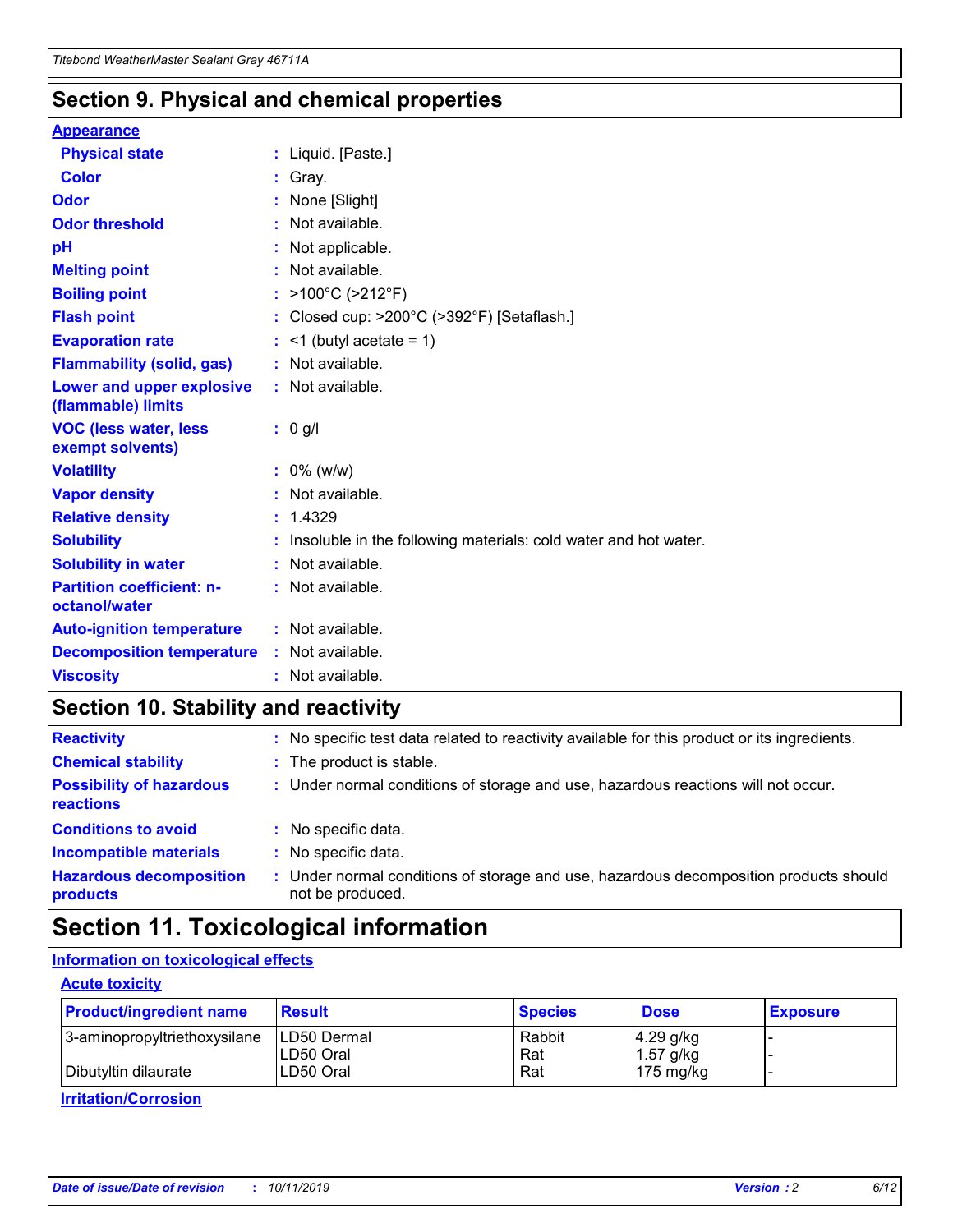## Section 9. Physical and chemical properties

### Appearance

| | |
|---|---|
| **Physical state** | : Liquid. [Paste.] |
| **Color** | : Gray. |
| **Odor** | : None [Slight] |
| **Odor threshold** | : Not available. |
| **pH** | : Not applicable. |
| **Melting point** | : Not available. |
| **Boiling point** | : >100°C (>212°F) |
| **Flash point** | : Closed cup: >200°C (>392°F) [Setaflash.] |
| **Evaporation rate** | : <1 (butyl acetate = 1) |
| **Flammability (solid, gas)** | : Not available. |
| **Lower and upper explosive (flammable) limits** | : Not available. |
| **VOC (less water, less exempt solvents)** | : 0 g/l |
| **Volatility** | : 0% (w/w) |
| **Vapor density** | : Not available. |
| **Relative density** | : 1.4329 |
| **Solubility** | : Insoluble in the following materials: cold water and hot water. |
| **Solubility in water** | : Not available. |
| **Partition coefficient: n-octanol/water** | : Not available. |
| **Auto-ignition temperature** | : Not available. |
| **Decomposition temperature** | : Not available. |
| **Viscosity** | : Not available. |

## Section 10. Stability and reactivity

| | |
|---|---|
| **Reactivity** | : No specific test data related to reactivity available for this product or its ingredients. |
| **Chemical stability** | : The product is stable. |
| **Possibility of hazardous reactions** | : Under normal conditions of storage and use, hazardous reactions will not occur. |
| **Conditions to avoid** | : No specific data. |
| **Incompatible materials** | : No specific data. |
| **Hazardous decomposition products** | : Under normal conditions of storage and use, hazardous decomposition products should not be produced. |

## Section 11. Toxicological information

### Information on toxicological effects

#### Acute toxicity

| Product/ingredient name | Result | Species | Dose | Exposure |
|---|---|---|---|---|
| 3-aminopropyltriethoxysilane | LD50 Dermal | Rabbit | 4.29 g/kg | - |
| | LD50 Oral | Rat | 1.57 g/kg | - |
| Dibutyltin dilaurate | LD50 Oral | Rat | 175 mg/kg | - |

#### Irritation/Corrosion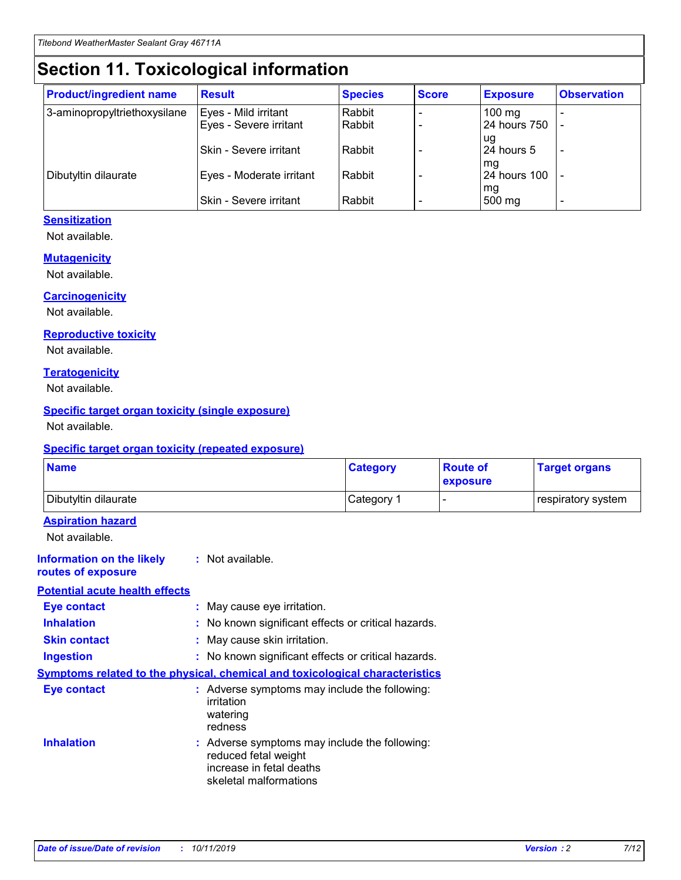# Section 11. Toxicological information

| Product/ingredient name | Result | Species | Score | Exposure | Observation |
| --- | --- | --- | --- | --- | --- |
| 3-aminopropyltriethoxysilane | Eyes - Mild irritant | Rabbit | - | 100 mg | - |
| | Eyes - Severe irritant | Rabbit | - | 24 hours 750 ug | - |
| | Skin - Severe irritant | Rabbit | - | 24 hours 5 mg | - |
| Dibutyltin dilaurate | Eyes - Moderate irritant | Rabbit | - | 24 hours 100 mg | - |
| | Skin - Severe irritant | Rabbit | - | 500 mg | - |

### Sensitization

Not available.

### Mutagenicity

Not available.

### Carcinogenicity

Not available.

### Reproductive toxicity

Not available.

### Teratogenicity

Not available.

### Specific target organ toxicity (single exposure)

Not available.

### Specific target organ toxicity (repeated exposure)

| Name | Category | Route of exposure | Target organs |
| --- | --- | --- | --- |
| Dibutyltin dilaurate | Category 1 | - | respiratory system |

### Aspiration hazard

Not available.

**Information on the likely routes of exposure** : Not available.

### Potential acute health effects

**Eye contact** : May cause eye irritation.

**Inhalation** : No known significant effects or critical hazards.

**Skin contact** : May cause skin irritation.

**Ingestion** : No known significant effects or critical hazards.

### Symptoms related to the physical, chemical and toxicological characteristics

**Eye contact** : Adverse symptoms may include the following:
irritation
watering
redness

**Inhalation** : Adverse symptoms may include the following:
reduced fetal weight
increase in fetal deaths
skeletal malformations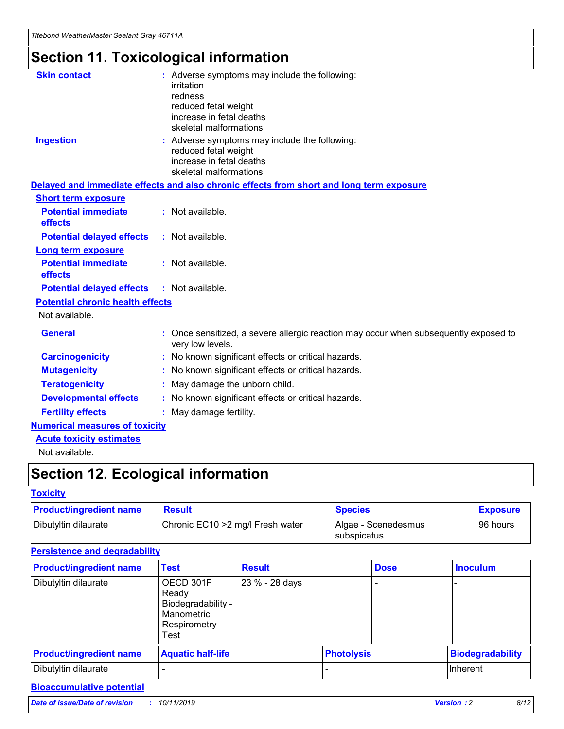# Section 11. Toxicological information

**Skin contact** : Adverse symptoms may include the following:
irritation
redness
reduced fetal weight
increase in fetal deaths
skeletal malformations

**Ingestion** : Adverse symptoms may include the following:
reduced fetal weight
increase in fetal deaths
skeletal malformations

**Delayed and immediate effects and also chronic effects from short and long term exposure**

**Short term exposure**

**Potential immediate effects** : Not available.

**Potential delayed effects** : Not available.

**Long term exposure**

**Potential immediate effects** : Not available.

**Potential delayed effects** : Not available.

**Potential chronic health effects**

Not available.

**General** : Once sensitized, a severe allergic reaction may occur when subsequently exposed to very low levels.

**Carcinogenicity** : No known significant effects or critical hazards.

**Mutagenicity** : No known significant effects or critical hazards.

**Teratogenicity** : May damage the unborn child.

**Developmental effects** : No known significant effects or critical hazards.

**Fertility effects** : May damage fertility.

**Numerical measures of toxicity**

**Acute toxicity estimates**

Not available.

# Section 12. Ecological information

**Toxicity**

| Product/ingredient name | Result | Species | Exposure |
|---|---|---|---|
| Dibutyltin dilaurate | Chronic EC10 >2 mg/l Fresh water | Algae - Scenedesmus subspicatus | 96 hours |

**Persistence and degradability**

| Product/ingredient name | Test | Result | Dose | Inoculum |
|---|---|---|---|---|
| Dibutyltin dilaurate | OECD 301F Ready Biodegradability - Manometric Respirometry Test | 23 % - 28 days | - | - |

| Product/ingredient name | Aquatic half-life | Photolysis | Biodegradability |
|---|---|---|---|
| Dibutyltin dilaurate | - | - | Inherent |

**Bioaccumulative potential**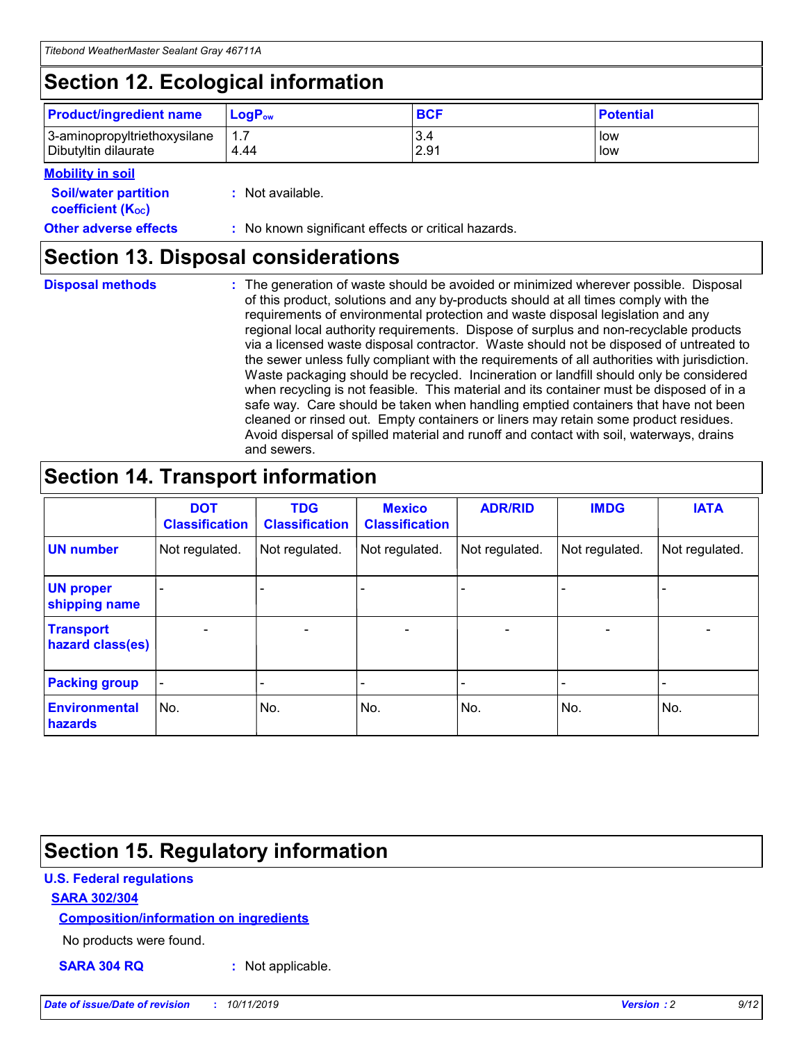## Section 12. Ecological information

| Product/ingredient name | $LogP_{ow}$ | BCF | Potential |
|---|---|---|---|
| 3-aminopropyltriethoxysilane | 1.7 | 3.4 | low |
| Dibutyltin dilaurate | 4.44 | 2.91 | low |

**Mobility in soil**

**Soil/water partition coefficient ($K_{OC}$)** : Not available.

**Other adverse effects** : No known significant effects or critical hazards.

## Section 13. Disposal considerations

**Disposal methods** : The generation of waste should be avoided or minimized wherever possible. Disposal of this product, solutions and any by-products should at all times comply with the requirements of environmental protection and waste disposal legislation and any regional local authority requirements. Dispose of surplus and non-recyclable products via a licensed waste disposal contractor. Waste should not be disposed of untreated to the sewer unless fully compliant with the requirements of all authorities with jurisdiction. Waste packaging should be recycled. Incineration or landfill should only be considered when recycling is not feasible. This material and its container must be disposed of in a safe way. Care should be taken when handling emptied containers that have not been cleaned or rinsed out. Empty containers or liners may retain some product residues. Avoid dispersal of spilled material and runoff and contact with soil, waterways, drains and sewers.

## Section 14. Transport information

| | DOT Classification | TDG Classification | Mexico Classification | ADR/RID | IMDG | IATA |
|---|---|---|---|---|---|---|
| UN number | Not regulated. | Not regulated. | Not regulated. | Not regulated. | Not regulated. | Not regulated. |
| UN proper shipping name | - | - | - | - | - | - |
| Transport hazard class(es) | - | - | - | - | - | - |
| Packing group | - | - | - | - | - | - |
| Environmental hazards | No. | No. | No. | No. | No. | No. |

## Section 15. Regulatory information

**U.S. Federal regulations**

**SARA 302/304**

**Composition/information on ingredients**

No products were found.

**SARA 304 RQ** : Not applicable.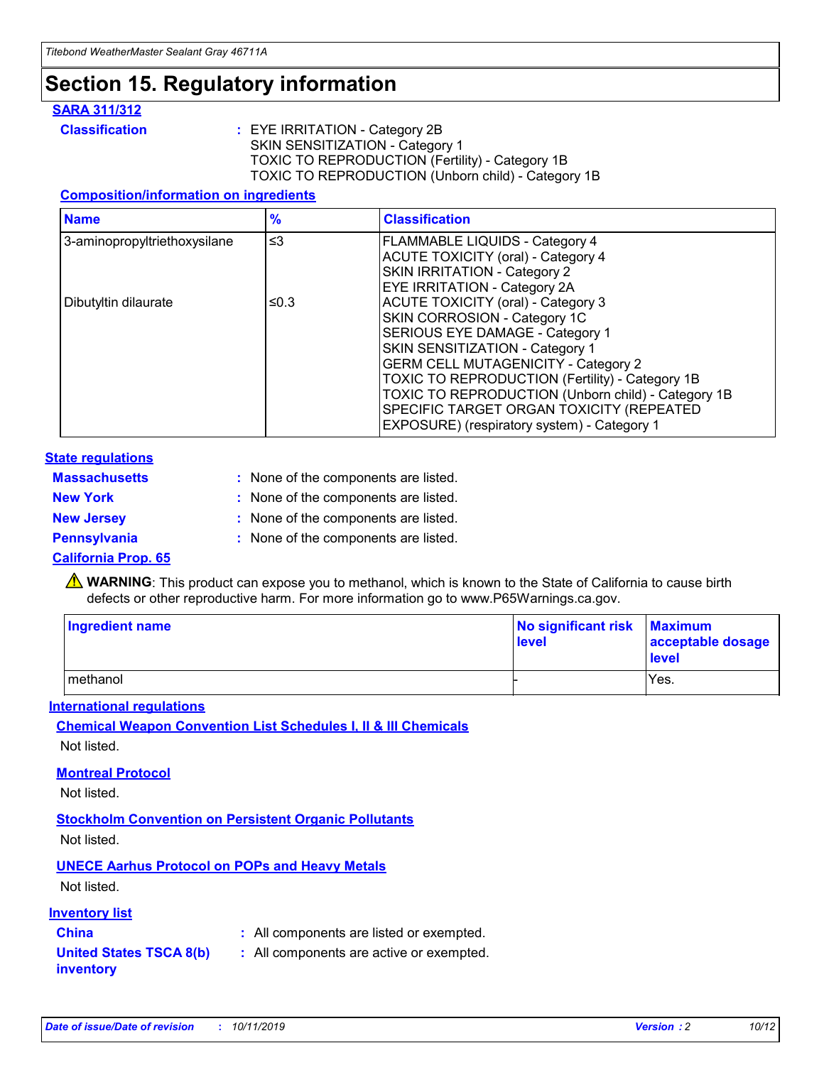# Section 15. Regulatory information

## SARA 311/312

**Classification** : EYE IRRITATION - Category 2B
SKIN SENSITIZATION - Category 1
TOXIC TO REPRODUCTION (Fertility) - Category 1B
TOXIC TO REPRODUCTION (Unborn child) - Category 1B

### Composition/information on ingredients

| Name | % | Classification |
|---|---|---|
| 3-aminopropyltriethoxysilane | ≤3 | FLAMMABLE LIQUIDS - Category 4<br>ACUTE TOXICITY (oral) - Category 4<br>SKIN IRRITATION - Category 2<br>EYE IRRITATION - Category 2A |
| Dibutyltin dilaurate | ≤0.3 | ACUTE TOXICITY (oral) - Category 3<br>SKIN CORROSION - Category 1C<br>SERIOUS EYE DAMAGE - Category 1<br>SKIN SENSITIZATION - Category 1<br>GERM CELL MUTAGENICITY - Category 2<br>TOXIC TO REPRODUCTION (Fertility) - Category 1B<br>TOXIC TO REPRODUCTION (Unborn child) - Category 1B<br>SPECIFIC TARGET ORGAN TOXICITY (REPEATED EXPOSURE) (respiratory system) - Category 1 |

## State regulations

**Massachusetts** : None of the components are listed.

**New York** : None of the components are listed.

**New Jersey** : None of the components are listed.

**Pennsylvania** : None of the components are listed.

## California Prop. 65

⚠ **WARNING**: This product can expose you to methanol, which is known to the State of California to cause birth defects or other reproductive harm. For more information go to www.P65Warnings.ca.gov.

| Ingredient name | No significant risk level | Maximum acceptable dosage level |
|---|---|---|
| methanol | - | Yes. |

## International regulations

### Chemical Weapon Convention List Schedules I, II & III Chemicals

Not listed.

### Montreal Protocol

Not listed.

### Stockholm Convention on Persistent Organic Pollutants

Not listed.

### UNECE Aarhus Protocol on POPs and Heavy Metals

Not listed.

## Inventory list

**China** : All components are listed or exempted.

**United States TSCA 8(b) inventory** : All components are active or exempted.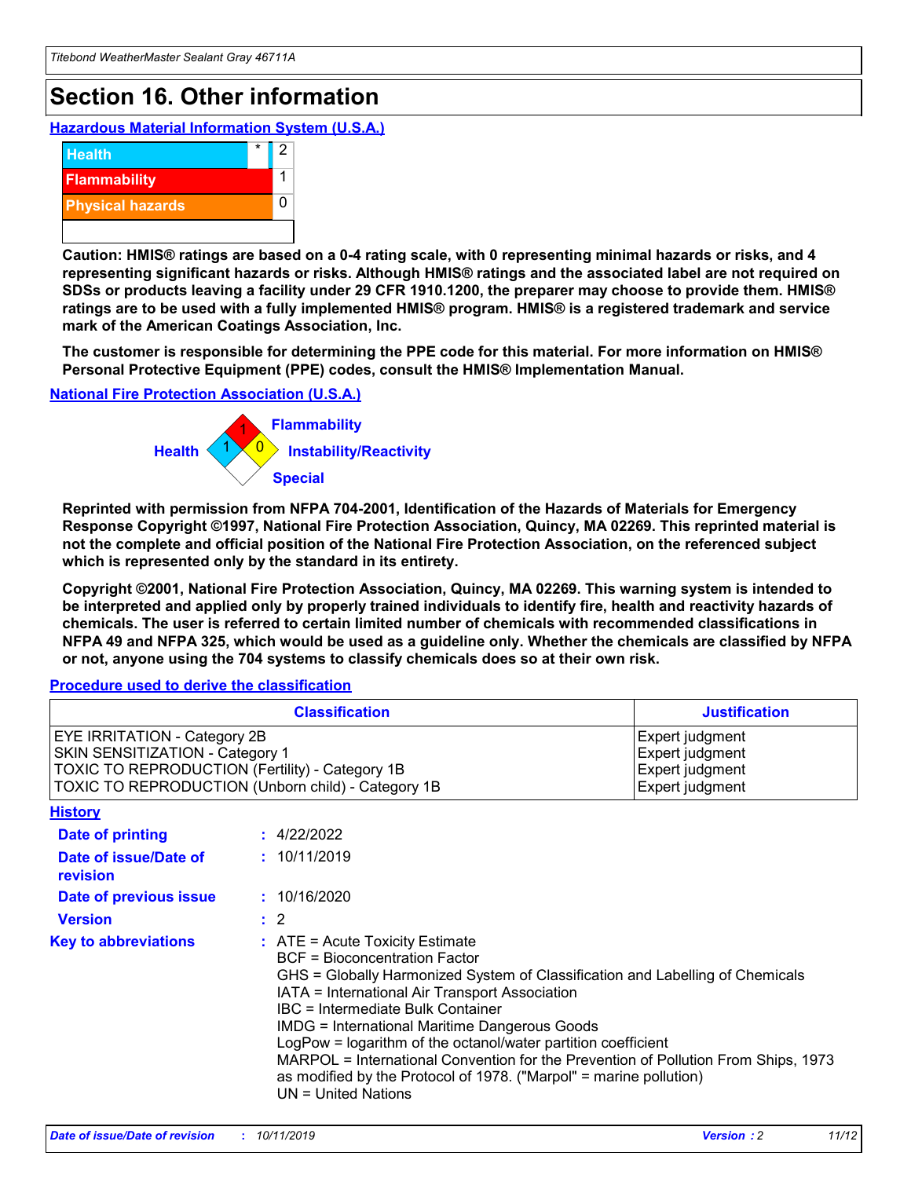# Section 16. Other information

### Hazardous Material Information System (U.S.A.)

| | | |
|---|---|---|
| Health | * | 2 |
| Flammability | | 1 |
| Physical hazards | | 0 |

**Caution: HMIS® ratings are based on a 0-4 rating scale, with 0 representing minimal hazards or risks, and 4 representing significant hazards or risks. Although HMIS® ratings and the associated label are not required on SDSs or products leaving a facility under 29 CFR 1910.1200, the preparer may choose to provide them. HMIS® ratings are to be used with a fully implemented HMIS® program. HMIS® is a registered trademark and service mark of the American Coatings Association, Inc.**

**The customer is responsible for determining the PPE code for this material. For more information on HMIS® Personal Protective Equipment (PPE) codes, consult the HMIS® Implementation Manual.**

### National Fire Protection Association (U.S.A.)

Health: 1
Flammability: 1
Instability/Reactivity: 0
Special:

**Reprinted with permission from NFPA 704-2001, Identification of the Hazards of Materials for Emergency Response Copyright ©1997, National Fire Protection Association, Quincy, MA 02269. This reprinted material is not the complete and official position of the National Fire Protection Association, on the referenced subject which is represented only by the standard in its entirety.**

**Copyright ©2001, National Fire Protection Association, Quincy, MA 02269. This warning system is intended to be interpreted and applied only by properly trained individuals to identify fire, health and reactivity hazards of chemicals. The user is referred to certain limited number of chemicals with recommended classifications in NFPA 49 and NFPA 325, which would be used as a guideline only. Whether the chemicals are classified by NFPA or not, anyone using the 704 systems to classify chemicals does so at their own risk.**

### Procedure used to derive the classification

| Classification | Justification |
|---|---|
| EYE IRRITATION - Category 2B | Expert judgment |
| SKIN SENSITIZATION - Category 1 | Expert judgment |
| TOXIC TO REPRODUCTION (Fertility) - Category 1B | Expert judgment |
| TOXIC TO REPRODUCTION (Unborn child) - Category 1B | Expert judgment |

### History

**Date of printing** : 4/22/2022

**Date of issue/Date of revision** : 10/11/2019

**Date of previous issue** : 10/16/2020

**Version** : 2

**Key to abbreviations** :
ATE = Acute Toxicity Estimate
BCF = Bioconcentration Factor
GHS = Globally Harmonized System of Classification and Labelling of Chemicals
IATA = International Air Transport Association
IBC = Intermediate Bulk Container
IMDG = International Maritime Dangerous Goods
LogPow = logarithm of the octanol/water partition coefficient
MARPOL = International Convention for the Prevention of Pollution From Ships, 1973 as modified by the Protocol of 1978. ("Marpol" = marine pollution)
UN = United Nations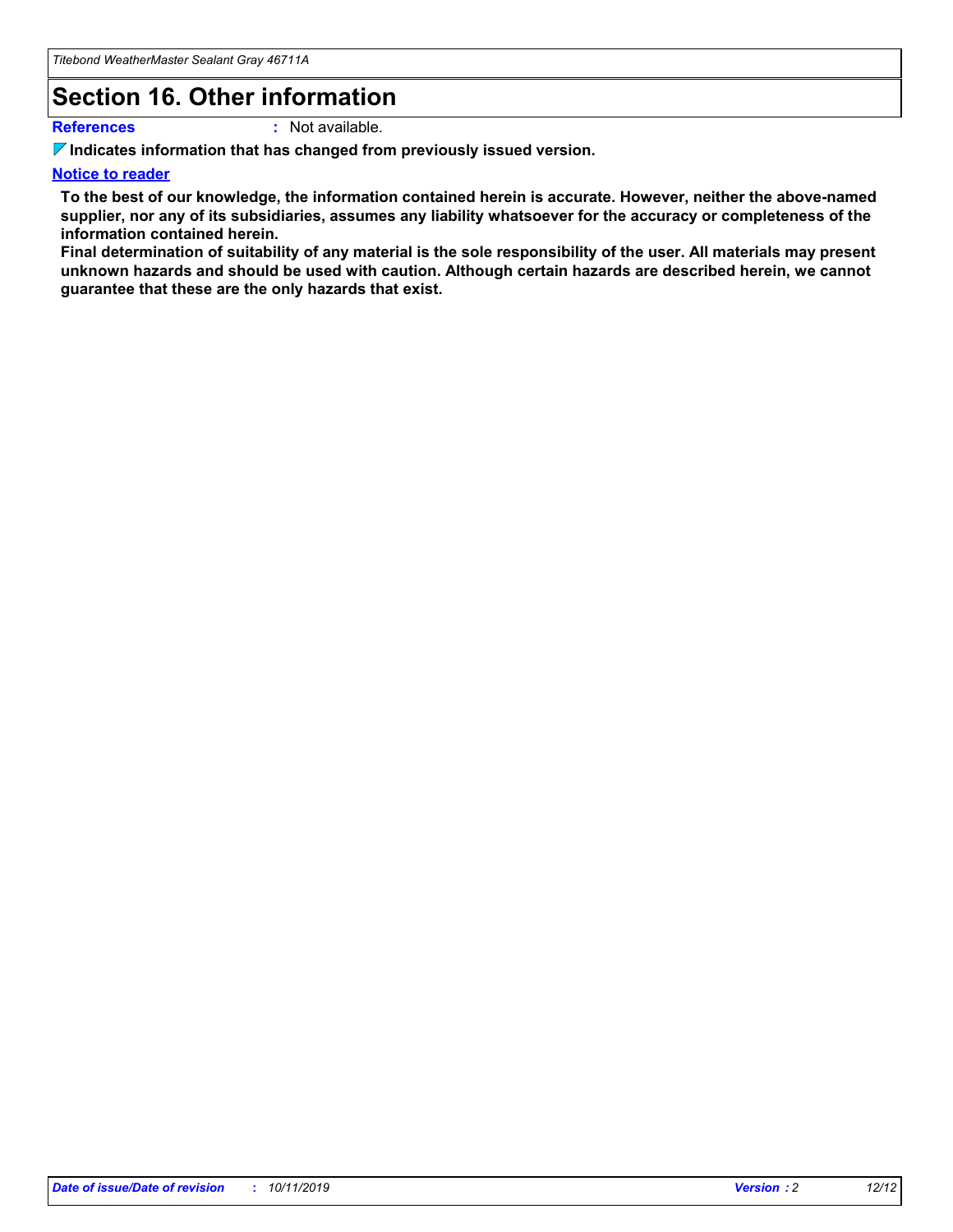# Section 16. Other information

**References** : Not available.

**Indicates information that has changed from previously issued version.**

**Notice to reader**

**To the best of our knowledge, the information contained herein is accurate. However, neither the above-named supplier, nor any of its subsidiaries, assumes any liability whatsoever for the accuracy or completeness of the information contained herein.**

**Final determination of suitability of any material is the sole responsibility of the user. All materials may present unknown hazards and should be used with caution. Although certain hazards are described herein, we cannot guarantee that these are the only hazards that exist.**